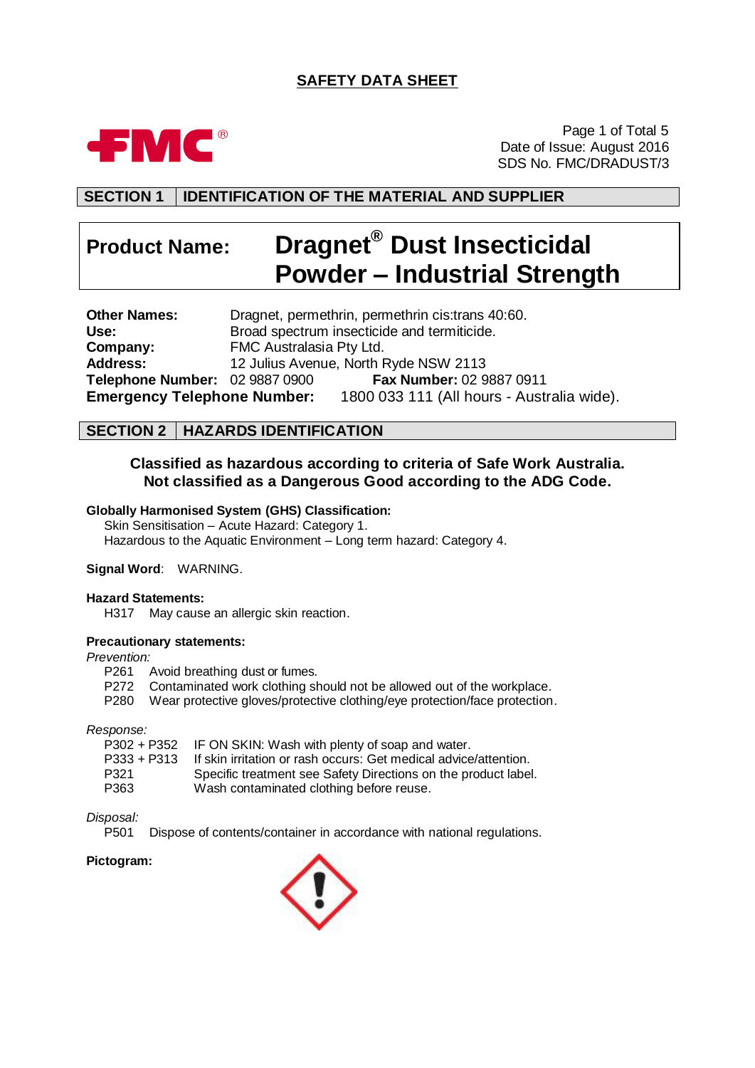# SAFETY DATA SHEET

FMC®

Date of Issue: August 2016
SDS No. FMC/DRADUST/3

## SECTION 1 IDENTIFICATION OF THE MATERIAL AND SUPPLIER

**Product Name:** **Dragnet® Dust Insecticidal Powder – Industrial Strength**

**Other Names:** Dragnet, permethrin, permethrin cis:trans 40:60.
**Use:** Broad spectrum insecticide and termiticide.
**Company:** FMC Australasia Pty Ltd.
**Address:** 12 Julius Avenue, North Ryde NSW 2113
**Telephone Number:** 02 9887 0900 **Fax Number:** 02 9887 0911
**Emergency Telephone Number:** 1800 033 111 (All hours - Australia wide).

## SECTION 2 HAZARDS IDENTIFICATION

**Classified as hazardous according to criteria of Safe Work Australia.**
**Not classified as a Dangerous Good according to the ADG Code.**

**Globally Harmonised System (GHS) Classification:**
Skin Sensitisation – Acute Hazard: Category 1.
Hazardous to the Aquatic Environment – Long term hazard: Category 4.

**Signal Word**: WARNING.

**Hazard Statements:**
H317 May cause an allergic skin reaction.

**Precautionary statements:**

*Prevention:*
P261 Avoid breathing dust or fumes.
P272 Contaminated work clothing should not be allowed out of the workplace.
P280 Wear protective gloves/protective clothing/eye protection/face protection.

*Response:*
P302 + P352 IF ON SKIN: Wash with plenty of soap and water.
P333 + P313 If skin irritation or rash occurs: Get medical advice/attention.
P321 Specific treatment see Safety Directions on the product label.
P363 Wash contaminated clothing before reuse.

*Disposal:*
P501 Dispose of contents/container in accordance with national regulations.

**Pictogram:**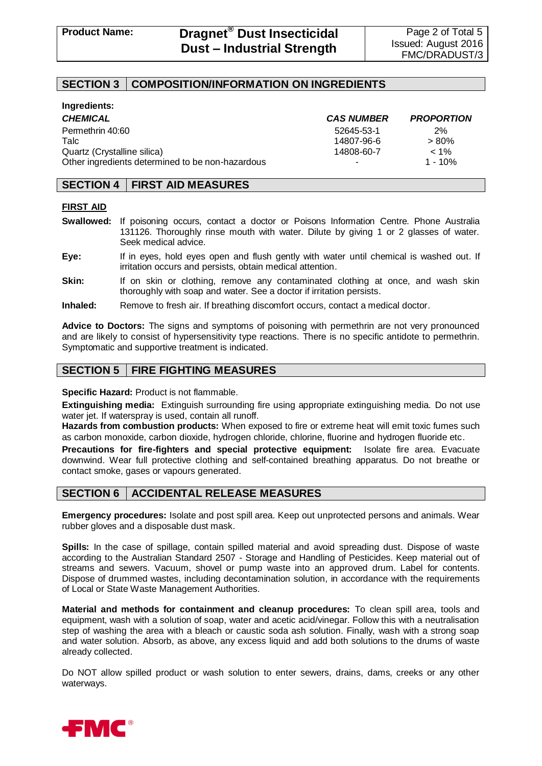## SECTION 3 | COMPOSITION/INFORMATION ON INGREDIENTS

**Ingredients:**

| *CHEMICAL* | *CAS NUMBER* | *PROPORTION* |
|---|---|---|
| Permethrin 40:60 | 52645-53-1 | 2% |
| Talc | 14807-96-6 | > 80% |
| Quartz (Crystalline silica) | 14808-60-7 | < 1% |
| Other ingredients determined to be non-hazardous | - | 1 - 10% |

## SECTION 4 | FIRST AID MEASURES

**FIRST AID**

**Swallowed:** If poisoning occurs, contact a doctor or Poisons Information Centre. Phone Australia 131126. Thoroughly rinse mouth with water. Dilute by giving 1 or 2 glasses of water. Seek medical advice.

**Eye:** If in eyes, hold eyes open and flush gently with water until chemical is washed out. If irritation occurs and persists, obtain medical attention.

**Skin:** If on skin or clothing, remove any contaminated clothing at once, and wash skin thoroughly with soap and water. See a doctor if irritation persists.

**Inhaled:** Remove to fresh air. If breathing discomfort occurs, contact a medical doctor.

**Advice to Doctors:** The signs and symptoms of poisoning with permethrin are not very pronounced and are likely to consist of hypersensitivity type reactions. There is no specific antidote to permethrin. Symptomatic and supportive treatment is indicated.

## SECTION 5 | FIRE FIGHTING MEASURES

**Specific Hazard:** Product is not flammable.

**Extinguishing media:** Extinguish surrounding fire using appropriate extinguishing media. Do not use water jet. If waterspray is used, contain all runoff.

**Hazards from combustion products:** When exposed to fire or extreme heat will emit toxic fumes such as carbon monoxide, carbon dioxide, hydrogen chloride, chlorine, fluorine and hydrogen fluoride etc.

**Precautions for fire-fighters and special protective equipment:** Isolate fire area. Evacuate downwind. Wear full protective clothing and self-contained breathing apparatus. Do not breathe or contact smoke, gases or vapours generated.

## SECTION 6 | ACCIDENTAL RELEASE MEASURES

**Emergency procedures:** Isolate and post spill area. Keep out unprotected persons and animals. Wear rubber gloves and a disposable dust mask.

**Spills:** In the case of spillage, contain spilled material and avoid spreading dust. Dispose of waste according to the Australian Standard 2507 - Storage and Handling of Pesticides. Keep material out of streams and sewers. Vacuum, shovel or pump waste into an approved drum. Label for contents. Dispose of drummed wastes, including decontamination solution, in accordance with the requirements of Local or State Waste Management Authorities.

**Material and methods for containment and cleanup procedures:** To clean spill area, tools and equipment, wash with a solution of soap, water and acetic acid/vinegar. Follow this with a neutralisation step of washing the area with a bleach or caustic soda ash solution. Finally, wash with a strong soap and water solution. Absorb, as above, any excess liquid and add both solutions to the drums of waste already collected.

Do NOT allow spilled product or wash solution to enter sewers, drains, dams, creeks or any other waterways.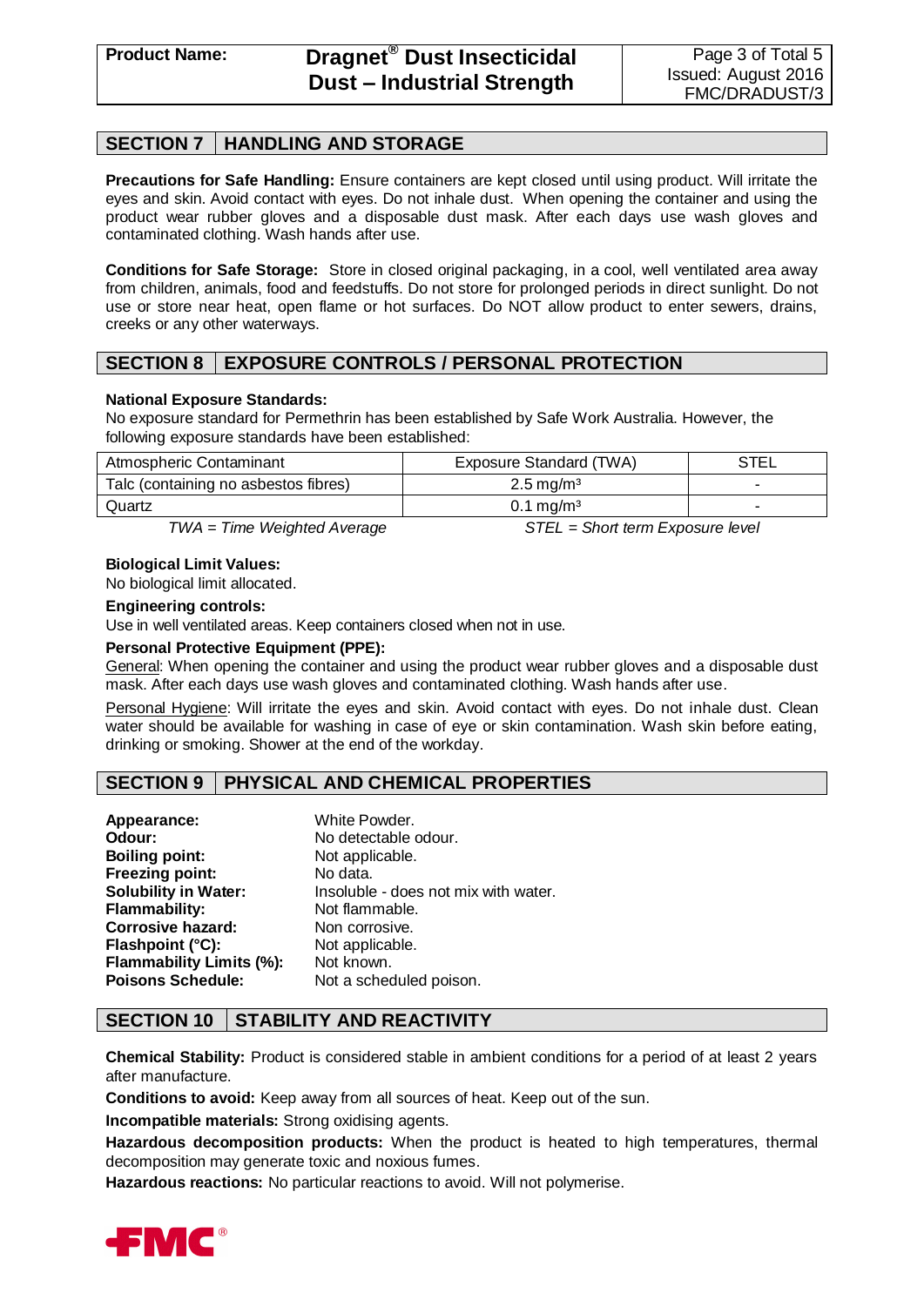## SECTION 7 HANDLING AND STORAGE

**Precautions for Safe Handling:** Ensure containers are kept closed until using product. Will irritate the eyes and skin. Avoid contact with eyes. Do not inhale dust. When opening the container and using the product wear rubber gloves and a disposable dust mask. After each days use wash gloves and contaminated clothing. Wash hands after use.

**Conditions for Safe Storage:** Store in closed original packaging, in a cool, well ventilated area away from children, animals, food and feedstuffs. Do not store for prolonged periods in direct sunlight. Do not use or store near heat, open flame or hot surfaces. Do NOT allow product to enter sewers, drains, creeks or any other waterways.

## SECTION 8 EXPOSURE CONTROLS / PERSONAL PROTECTION

**National Exposure Standards:**
No exposure standard for Permethrin has been established by Safe Work Australia. However, the following exposure standards have been established:

| Atmospheric Contaminant | Exposure Standard (TWA) | STEL |
|---|---|---|
| Talc (containing no asbestos fibres) | 2.5 mg/m³ | - |
| Quartz | 0.1 mg/m³ | - |

*TWA = Time Weighted Average* *STEL = Short term Exposure level*

**Biological Limit Values:**
No biological limit allocated.

**Engineering controls:**
Use in well ventilated areas. Keep containers closed when not in use.

**Personal Protective Equipment (PPE):**
General: When opening the container and using the product wear rubber gloves and a disposable dust mask. After each days use wash gloves and contaminated clothing. Wash hands after use.

Personal Hygiene: Will irritate the eyes and skin. Avoid contact with eyes. Do not inhale dust. Clean water should be available for washing in case of eye or skin contamination. Wash skin before eating, drinking or smoking. Shower at the end of the workday.

## SECTION 9 PHYSICAL AND CHEMICAL PROPERTIES

**Appearance:** White Powder.
**Odour:** No detectable odour.
**Boiling point:** Not applicable.
**Freezing point:** No data.
**Solubility in Water:** Insoluble - does not mix with water.
**Flammability:** Not flammable.
**Corrosive hazard:** Non corrosive.
**Flashpoint (°C):** Not applicable.
**Flammability Limits (%):** Not known.
**Poisons Schedule:** Not a scheduled poison.

## SECTION 10 STABILITY AND REACTIVITY

**Chemical Stability:** Product is considered stable in ambient conditions for a period of at least 2 years after manufacture.

**Conditions to avoid:** Keep away from all sources of heat. Keep out of the sun.

**Incompatible materials:** Strong oxidising agents.

**Hazardous decomposition products:** When the product is heated to high temperatures, thermal decomposition may generate toxic and noxious fumes.

**Hazardous reactions:** No particular reactions to avoid. Will not polymerise.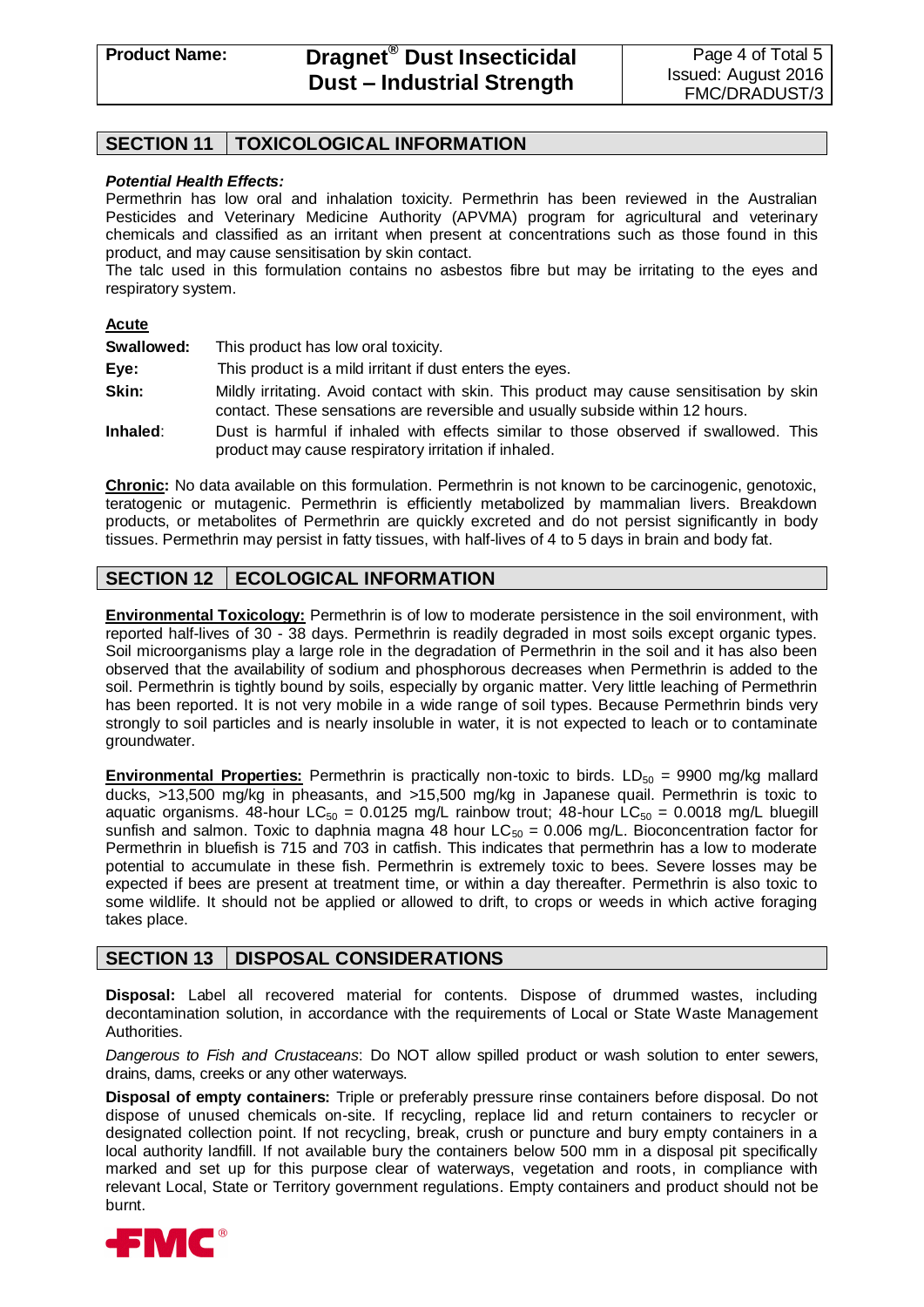## SECTION 11 TOXICOLOGICAL INFORMATION

***Potential Health Effects:***

Permethrin has low oral and inhalation toxicity. Permethrin has been reviewed in the Australian Pesticides and Veterinary Medicine Authority (APVMA) program for agricultural and veterinary chemicals and classified as an irritant when present at concentrations such as those found in this product, and may cause sensitisation by skin contact.

The talc used in this formulation contains no asbestos fibre but may be irritating to the eyes and respiratory system.

**Acute**

**Swallowed:** This product has low oral toxicity.

**Eye:** This product is a mild irritant if dust enters the eyes.

**Skin:** Mildly irritating. Avoid contact with skin. This product may cause sensitisation by skin contact. These sensations are reversible and usually subside within 12 hours.

**Inhaled**: Dust is harmful if inhaled with effects similar to those observed if swallowed. This product may cause respiratory irritation if inhaled.

**Chronic:** No data available on this formulation. Permethrin is not known to be carcinogenic, genotoxic, teratogenic or mutagenic. Permethrin is efficiently metabolized by mammalian livers. Breakdown products, or metabolites of Permethrin are quickly excreted and do not persist significantly in body tissues. Permethrin may persist in fatty tissues, with half-lives of 4 to 5 days in brain and body fat.

## SECTION 12 ECOLOGICAL INFORMATION

**Environmental Toxicology:** Permethrin is of low to moderate persistence in the soil environment, with reported half-lives of 30 - 38 days. Permethrin is readily degraded in most soils except organic types. Soil microorganisms play a large role in the degradation of Permethrin in the soil and it has also been observed that the availability of sodium and phosphorous decreases when Permethrin is added to the soil. Permethrin is tightly bound by soils, especially by organic matter. Very little leaching of Permethrin has been reported. It is not very mobile in a wide range of soil types. Because Permethrin binds very strongly to soil particles and is nearly insoluble in water, it is not expected to leach or to contaminate groundwater.

**Environmental Properties:** Permethrin is practically non-toxic to birds. $LD_{50}$ = 9900 mg/kg mallard ducks, >13,500 mg/kg in pheasants, and >15,500 mg/kg in Japanese quail. Permethrin is toxic to aquatic organisms. 48-hour $LC_{50}$ = 0.0125 mg/L rainbow trout; 48-hour $LC_{50}$ = 0.0018 mg/L bluegill sunfish and salmon. Toxic to daphnia magna 48 hour $LC_{50}$ = 0.006 mg/L. Bioconcentration factor for Permethrin in bluefish is 715 and 703 in catfish. This indicates that permethrin has a low to moderate potential to accumulate in these fish. Permethrin is extremely toxic to bees. Severe losses may be expected if bees are present at treatment time, or within a day thereafter. Permethrin is also toxic to some wildlife. It should not be applied or allowed to drift, to crops or weeds in which active foraging takes place.

## SECTION 13 DISPOSAL CONSIDERATIONS

**Disposal:** Label all recovered material for contents. Dispose of drummed wastes, including decontamination solution, in accordance with the requirements of Local or State Waste Management Authorities.

*Dangerous to Fish and Crustaceans*: Do NOT allow spilled product or wash solution to enter sewers, drains, dams, creeks or any other waterways.

**Disposal of empty containers:** Triple or preferably pressure rinse containers before disposal. Do not dispose of unused chemicals on-site. If recycling, replace lid and return containers to recycler or designated collection point. If not recycling, break, crush or puncture and bury empty containers in a local authority landfill. If not available bury the containers below 500 mm in a disposal pit specifically marked and set up for this purpose clear of waterways, vegetation and roots, in compliance with relevant Local, State or Territory government regulations. Empty containers and product should not be burnt.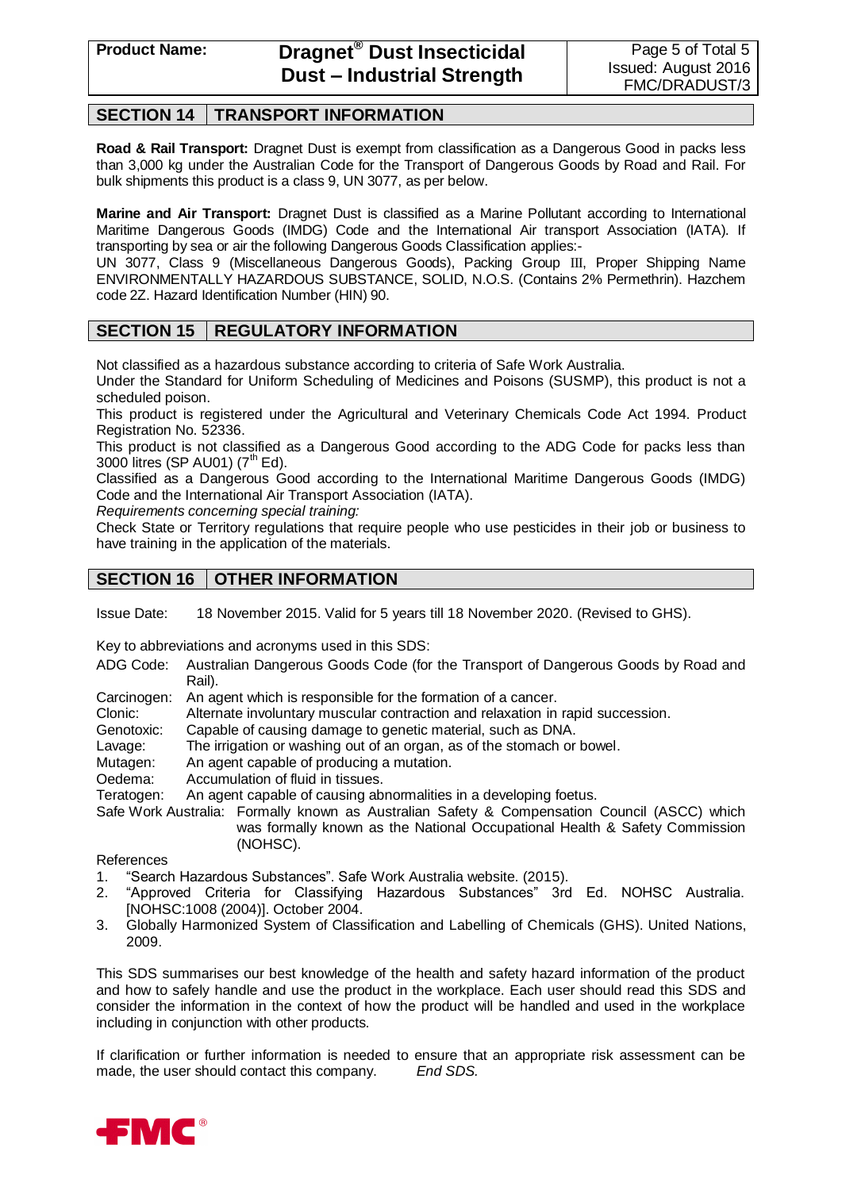## SECTION 14 TRANSPORT INFORMATION

**Road & Rail Transport:** Dragnet Dust is exempt from classification as a Dangerous Good in packs less than 3,000 kg under the Australian Code for the Transport of Dangerous Goods by Road and Rail. For bulk shipments this product is a class 9, UN 3077, as per below.

**Marine and Air Transport:** Dragnet Dust is classified as a Marine Pollutant according to International Maritime Dangerous Goods (IMDG) Code and the International Air transport Association (IATA). If transporting by sea or air the following Dangerous Goods Classification applies:-
UN 3077, Class 9 (Miscellaneous Dangerous Goods), Packing Group III, Proper Shipping Name ENVIRONMENTALLY HAZARDOUS SUBSTANCE, SOLID, N.O.S. (Contains 2% Permethrin). Hazchem code 2Z. Hazard Identification Number (HIN) 90.

## SECTION 15 REGULATORY INFORMATION

Not classified as a hazardous substance according to criteria of Safe Work Australia.
Under the Standard for Uniform Scheduling of Medicines and Poisons (SUSMP), this product is not a scheduled poison.
This product is registered under the Agricultural and Veterinary Chemicals Code Act 1994. Product Registration No. 52336.
This product is not classified as a Dangerous Good according to the ADG Code for packs less than 3000 litres (SP AU01) (7th Ed).
Classified as a Dangerous Good according to the International Maritime Dangerous Goods (IMDG) Code and the International Air Transport Association (IATA).
*Requirements concerning special training:*
Check State or Territory regulations that require people who use pesticides in their job or business to have training in the application of the materials.

## SECTION 16 OTHER INFORMATION

Issue Date: 18 November 2015. Valid for 5 years till 18 November 2020. (Revised to GHS).

Key to abbreviations and acronyms used in this SDS:

ADG Code: Australian Dangerous Goods Code (for the Transport of Dangerous Goods by Road and Rail).
Carcinogen: An agent which is responsible for the formation of a cancer.
Clonic: Alternate involuntary muscular contraction and relaxation in rapid succession.
Genotoxic: Capable of causing damage to genetic material, such as DNA.
Lavage: The irrigation or washing out of an organ, as of the stomach or bowel.
Mutagen: An agent capable of producing a mutation.
Oedema: Accumulation of fluid in tissues.
Teratogen: An agent capable of causing abnormalities in a developing foetus.
Safe Work Australia: Formally known as Australian Safety & Compensation Council (ASCC) which was formally known as the National Occupational Health & Safety Commission (NOHSC).

References

1. "Search Hazardous Substances". Safe Work Australia website. (2015).
2. "Approved Criteria for Classifying Hazardous Substances" 3rd Ed. NOHSC Australia. [NOHSC:1008 (2004)]. October 2004.
3. Globally Harmonized System of Classification and Labelling of Chemicals (GHS). United Nations, 2009.

This SDS summarises our best knowledge of the health and safety hazard information of the product and how to safely handle and use the product in the workplace. Each user should read this SDS and consider the information in the context of how the product will be handled and used in the workplace including in conjunction with other products.

If clarification or further information is needed to ensure that an appropriate risk assessment can be made, the user should contact this company. *End SDS.*